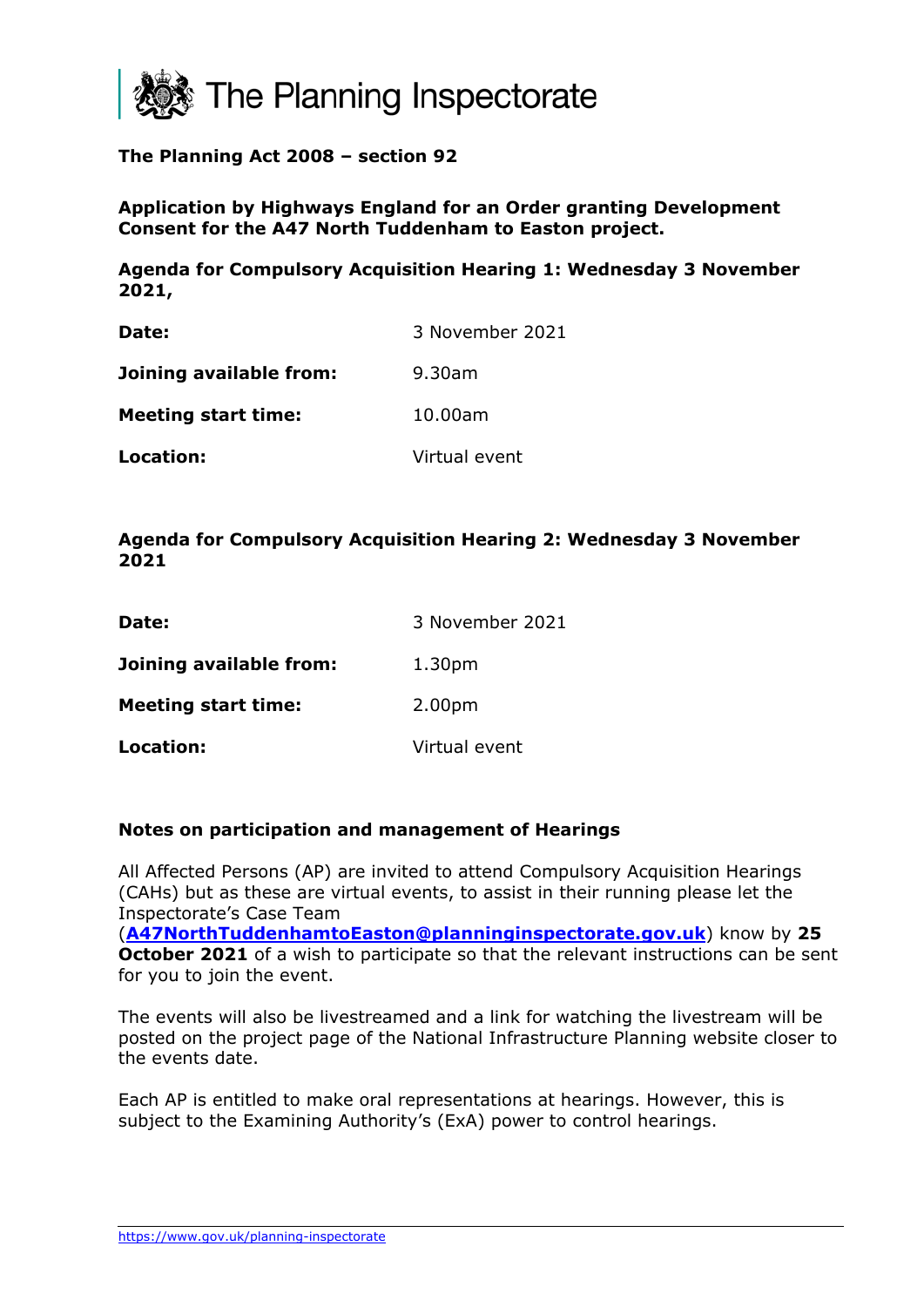The Planning Inspectorate

**The Planning Act 2008 – section 92**

**Application by Highways England for an Order granting Development Consent for the A47 North Tuddenham to Easton project.**

**Agenda for Compulsory Acquisition Hearing 1: Wednesday 3 November 2021,**

| | |
|---|---|
| **Date:** | 3 November 2021 |
| **Joining available from:** | 9.30am |
| **Meeting start time:** | 10.00am |
| **Location:** | Virtual event |

**Agenda for Compulsory Acquisition Hearing 2: Wednesday 3 November 2021**

| | |
|---|---|
| **Date:** | 3 November 2021 |
| **Joining available from:** | 1.30pm |
| **Meeting start time:** | 2.00pm |
| **Location:** | Virtual event |

**Notes on participation and management of Hearings**

All Affected Persons (AP) are invited to attend Compulsory Acquisition Hearings (CAHs) but as these are virtual events, to assist in their running please let the Inspectorate's Case Team (**A47NorthTuddenhamtoEaston@planninginspectorate.gov.uk**) know by **25 October 2021** of a wish to participate so that the relevant instructions can be sent for you to join the event.

The events will also be livestreamed and a link for watching the livestream will be posted on the project page of the National Infrastructure Planning website closer to the events date.

Each AP is entitled to make oral representations at hearings. However, this is subject to the Examining Authority's (ExA) power to control hearings.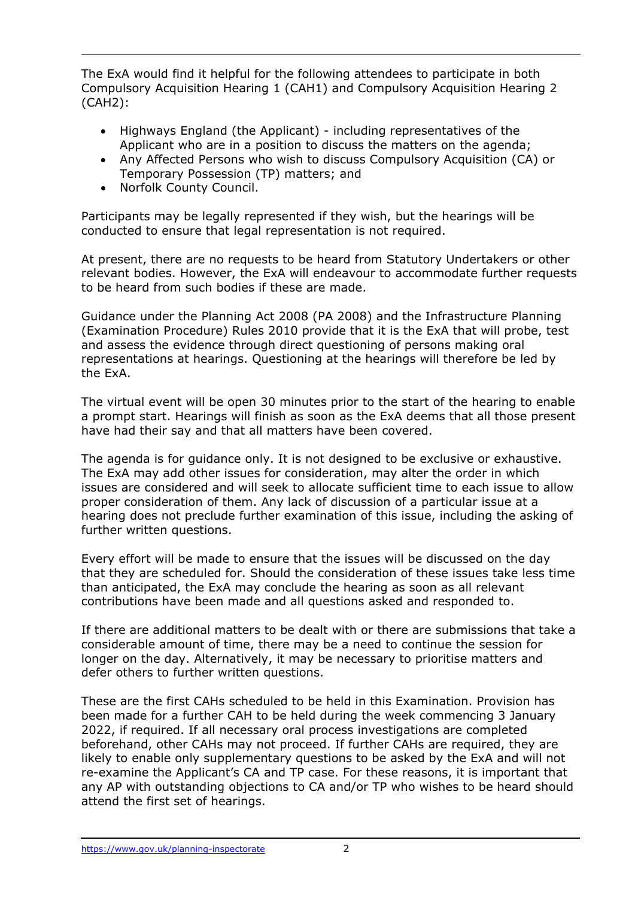The ExA would find it helpful for the following attendees to participate in both Compulsory Acquisition Hearing 1 (CAH1) and Compulsory Acquisition Hearing 2 (CAH2):

- Highways England (the Applicant) - including representatives of the Applicant who are in a position to discuss the matters on the agenda;
- Any Affected Persons who wish to discuss Compulsory Acquisition (CA) or Temporary Possession (TP) matters; and
- Norfolk County Council.

Participants may be legally represented if they wish, but the hearings will be conducted to ensure that legal representation is not required.

At present, there are no requests to be heard from Statutory Undertakers or other relevant bodies. However, the ExA will endeavour to accommodate further requests to be heard from such bodies if these are made.

Guidance under the Planning Act 2008 (PA 2008) and the Infrastructure Planning (Examination Procedure) Rules 2010 provide that it is the ExA that will probe, test and assess the evidence through direct questioning of persons making oral representations at hearings. Questioning at the hearings will therefore be led by the ExA.

The virtual event will be open 30 minutes prior to the start of the hearing to enable a prompt start. Hearings will finish as soon as the ExA deems that all those present have had their say and that all matters have been covered.

The agenda is for guidance only. It is not designed to be exclusive or exhaustive. The ExA may add other issues for consideration, may alter the order in which issues are considered and will seek to allocate sufficient time to each issue to allow proper consideration of them. Any lack of discussion of a particular issue at a hearing does not preclude further examination of this issue, including the asking of further written questions.

Every effort will be made to ensure that the issues will be discussed on the day that they are scheduled for. Should the consideration of these issues take less time than anticipated, the ExA may conclude the hearing as soon as all relevant contributions have been made and all questions asked and responded to.

If there are additional matters to be dealt with or there are submissions that take a considerable amount of time, there may be a need to continue the session for longer on the day. Alternatively, it may be necessary to prioritise matters and defer others to further written questions.

These are the first CAHs scheduled to be held in this Examination. Provision has been made for a further CAH to be held during the week commencing 3 January 2022, if required. If all necessary oral process investigations are completed beforehand, other CAHs may not proceed. If further CAHs are required, they are likely to enable only supplementary questions to be asked by the ExA and will not re-examine the Applicant's CA and TP case. For these reasons, it is important that any AP with outstanding objections to CA and/or TP who wishes to be heard should attend the first set of hearings.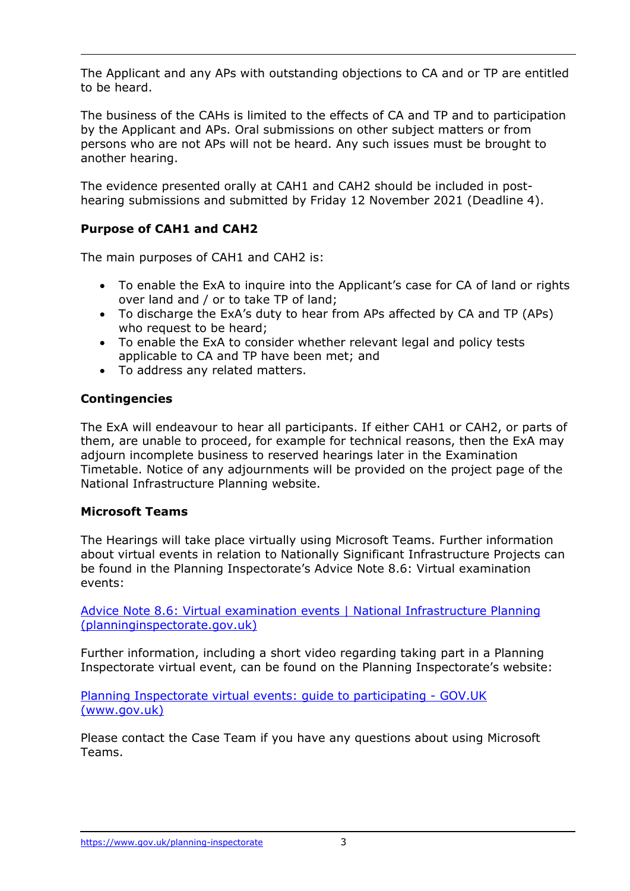The Applicant and any APs with outstanding objections to CA and or TP are entitled to be heard.

The business of the CAHs is limited to the effects of CA and TP and to participation by the Applicant and APs. Oral submissions on other subject matters or from persons who are not APs will not be heard. Any such issues must be brought to another hearing.

The evidence presented orally at CAH1 and CAH2 should be included in post-hearing submissions and submitted by Friday 12 November 2021 (Deadline 4).

**Purpose of CAH1 and CAH2**

The main purposes of CAH1 and CAH2 is:

- To enable the ExA to inquire into the Applicant's case for CA of land or rights over land and / or to take TP of land;
- To discharge the ExA's duty to hear from APs affected by CA and TP (APs) who request to be heard;
- To enable the ExA to consider whether relevant legal and policy tests applicable to CA and TP have been met; and
- To address any related matters.

**Contingencies**

The ExA will endeavour to hear all participants. If either CAH1 or CAH2, or parts of them, are unable to proceed, for example for technical reasons, then the ExA may adjourn incomplete business to reserved hearings later in the Examination Timetable. Notice of any adjournments will be provided on the project page of the National Infrastructure Planning website.

**Microsoft Teams**

The Hearings will take place virtually using Microsoft Teams. Further information about virtual events in relation to Nationally Significant Infrastructure Projects can be found in the Planning Inspectorate's Advice Note 8.6: Virtual examination events:

[Advice Note 8.6: Virtual examination events | National Infrastructure Planning (planninginspectorate.gov.uk)]

Further information, including a short video regarding taking part in a Planning Inspectorate virtual event, can be found on the Planning Inspectorate's website:

[Planning Inspectorate virtual events: guide to participating - GOV.UK (www.gov.uk)]

Please contact the Case Team if you have any questions about using Microsoft Teams.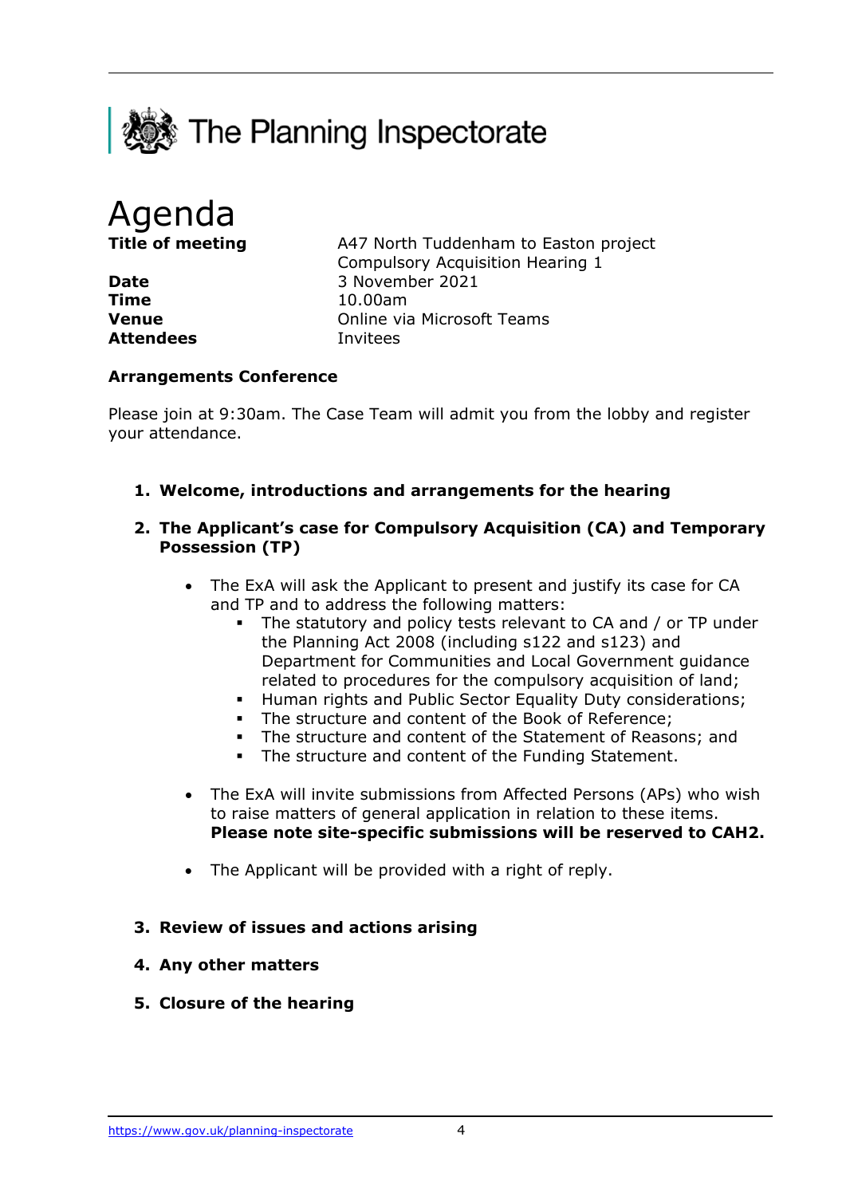The Planning Inspectorate

# Agenda

| | |
|---|---|
| **Title of meeting** | A47 North Tuddenham to Easton project Compulsory Acquisition Hearing 1 |
| **Date** | 3 November 2021 |
| **Time** | 10.00am |
| **Venue** | Online via Microsoft Teams |
| **Attendees** | Invitees |

**Arrangements Conference**

Please join at 9:30am. The Case Team will admit you from the lobby and register your attendance.

1. **Welcome, introductions and arrangements for the hearing**

2. **The Applicant's case for Compulsory Acquisition (CA) and Temporary Possession (TP)**

   - The ExA will ask the Applicant to present and justify its case for CA and TP and to address the following matters:
     - The statutory and policy tests relevant to CA and / or TP under the Planning Act 2008 (including s122 and s123) and Department for Communities and Local Government guidance related to procedures for the compulsory acquisition of land;
     - Human rights and Public Sector Equality Duty considerations;
     - The structure and content of the Book of Reference;
     - The structure and content of the Statement of Reasons; and
     - The structure and content of the Funding Statement.

   - The ExA will invite submissions from Affected Persons (APs) who wish to raise matters of general application in relation to these items. **Please note site-specific submissions will be reserved to CAH2.**

   - The Applicant will be provided with a right of reply.

3. **Review of issues and actions arising**

4. **Any other matters**

5. **Closure of the hearing**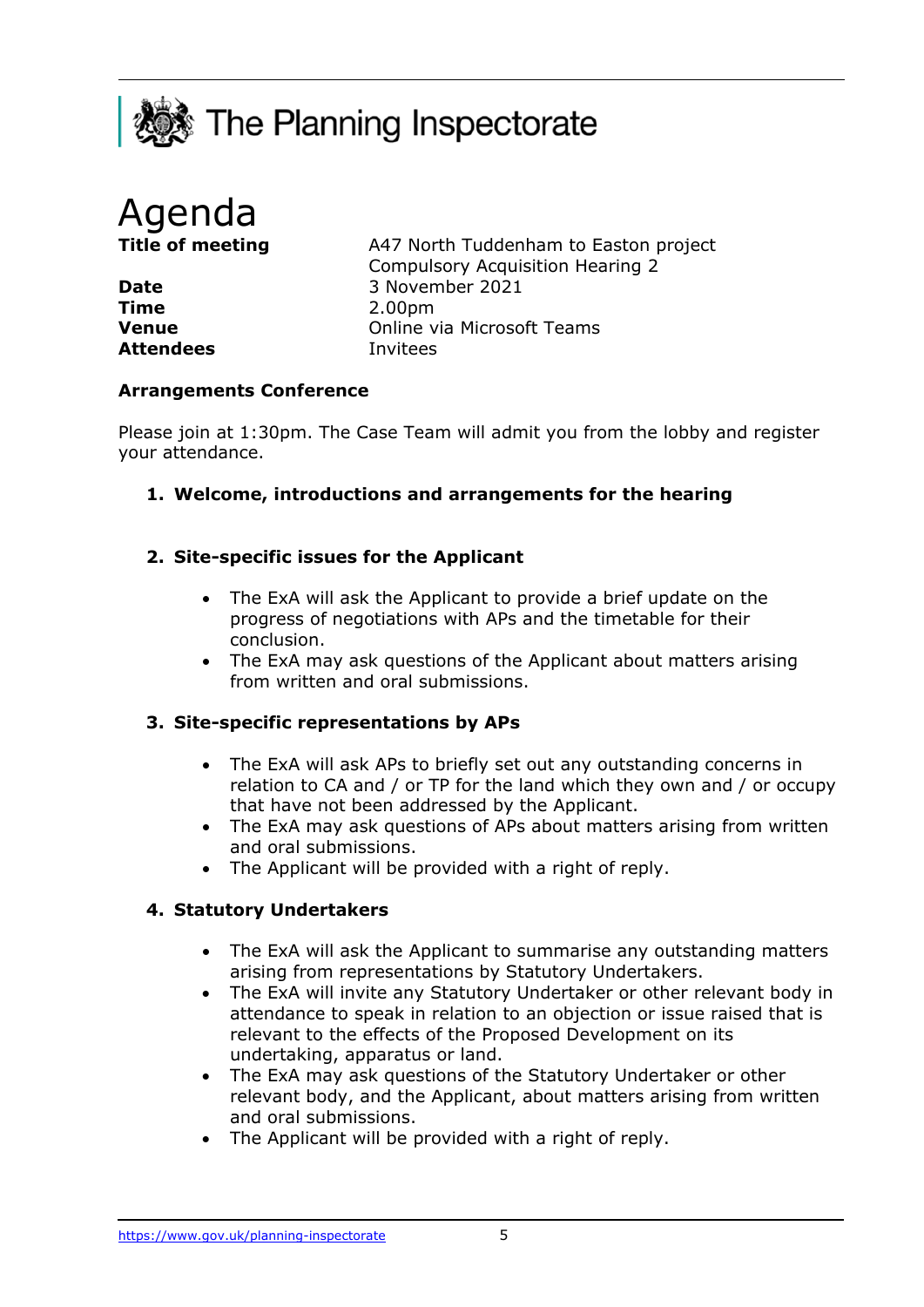The Planning Inspectorate

# Agenda

| | |
|---|---|
| **Title of meeting** | A47 North Tuddenham to Easton project Compulsory Acquisition Hearing 2 |
| **Date** | 3 November 2021 |
| **Time** | 2.00pm |
| **Venue** | Online via Microsoft Teams |
| **Attendees** | Invitees |

**Arrangements Conference**

Please join at 1:30pm. The Case Team will admit you from the lobby and register your attendance.

1. **Welcome, introductions and arrangements for the hearing**

2. **Site-specific issues for the Applicant**
   - The ExA will ask the Applicant to provide a brief update on the progress of negotiations with APs and the timetable for their conclusion.
   - The ExA may ask questions of the Applicant about matters arising from written and oral submissions.

3. **Site-specific representations by APs**
   - The ExA will ask APs to briefly set out any outstanding concerns in relation to CA and / or TP for the land which they own and / or occupy that have not been addressed by the Applicant.
   - The ExA may ask questions of APs about matters arising from written and oral submissions.
   - The Applicant will be provided with a right of reply.

4. **Statutory Undertakers**
   - The ExA will ask the Applicant to summarise any outstanding matters arising from representations by Statutory Undertakers.
   - The ExA will invite any Statutory Undertaker or other relevant body in attendance to speak in relation to an objection or issue raised that is relevant to the effects of the Proposed Development on its undertaking, apparatus or land.
   - The ExA may ask questions of the Statutory Undertaker or other relevant body, and the Applicant, about matters arising from written and oral submissions.
   - The Applicant will be provided with a right of reply.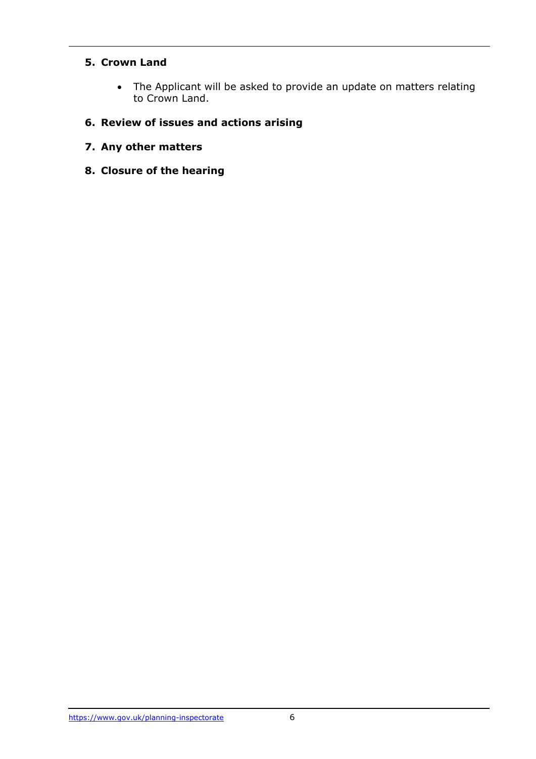**5. Crown Land**

- The Applicant will be asked to provide an update on matters relating to Crown Land.

**6. Review of issues and actions arising**

**7. Any other matters**

**8. Closure of the hearing**